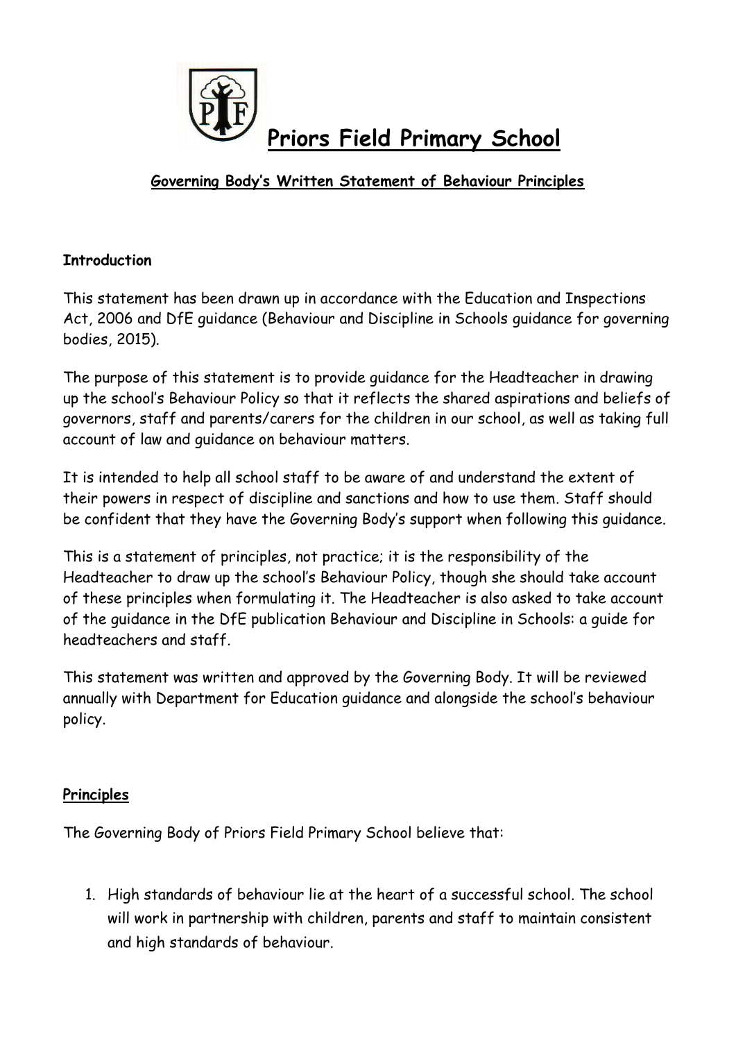# Priors Field Primary School

## Governing Body's Written Statement of Behaviour Principles

**Introduction**

This statement has been drawn up in accordance with the Education and Inspections Act, 2006 and DfE guidance (Behaviour and Discipline in Schools guidance for governing bodies, 2015).

The purpose of this statement is to provide guidance for the Headteacher in drawing up the school's Behaviour Policy so that it reflects the shared aspirations and beliefs of governors, staff and parents/carers for the children in our school, as well as taking full account of law and guidance on behaviour matters.

It is intended to help all school staff to be aware of and understand the extent of their powers in respect of discipline and sanctions and how to use them. Staff should be confident that they have the Governing Body's support when following this guidance.

This is a statement of principles, not practice; it is the responsibility of the Headteacher to draw up the school's Behaviour Policy, though she should take account of these principles when formulating it. The Headteacher is also asked to take account of the guidance in the DfE publication Behaviour and Discipline in Schools: a guide for headteachers and staff.

This statement was written and approved by the Governing Body. It will be reviewed annually with Department for Education guidance and alongside the school's behaviour policy.

**Principles**

The Governing Body of Priors Field Primary School believe that:

1. High standards of behaviour lie at the heart of a successful school. The school will work in partnership with children, parents and staff to maintain consistent and high standards of behaviour.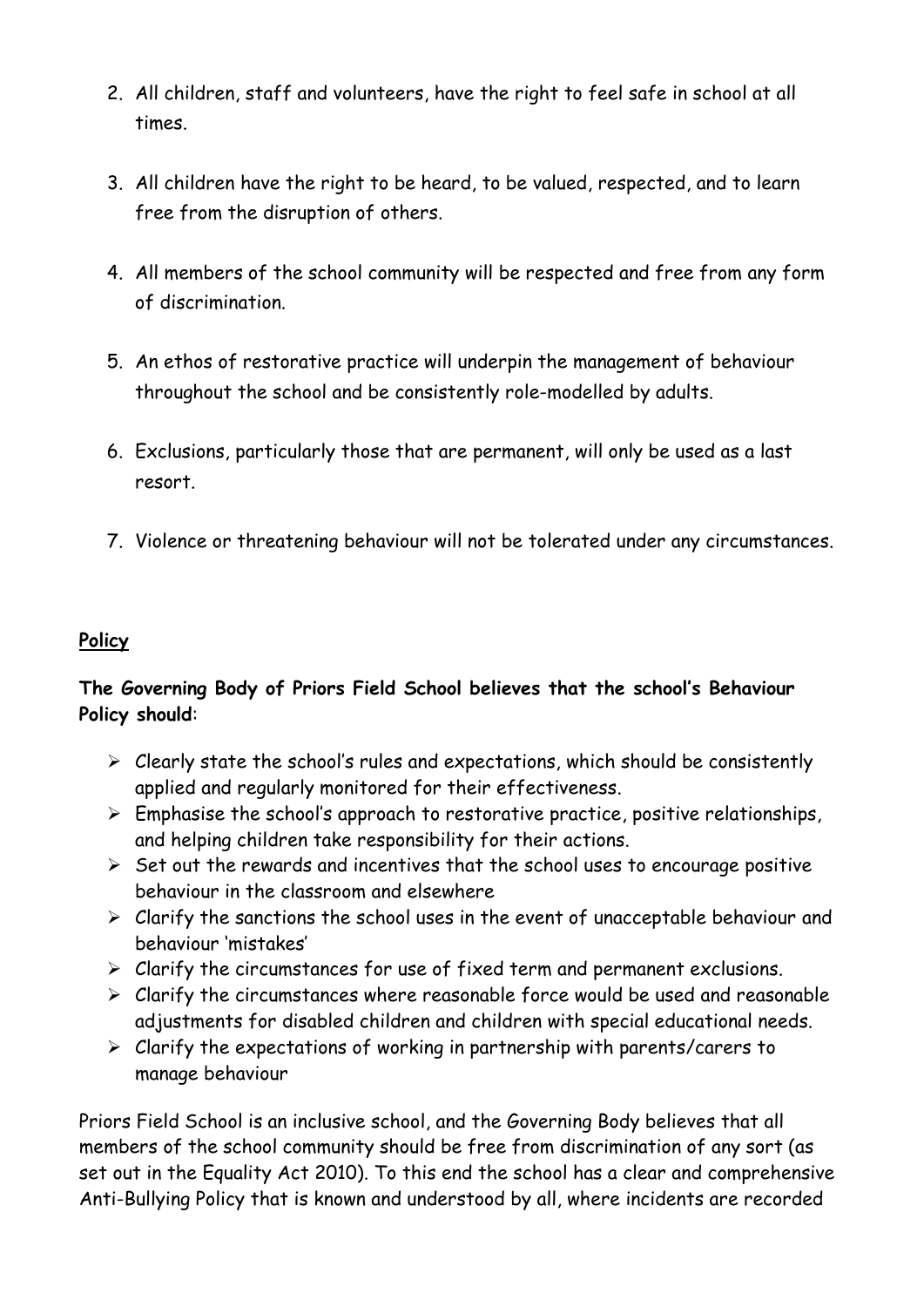2. All children, staff and volunteers, have the right to feel safe in school at all times.

3. All children have the right to be heard, to be valued, respected, and to learn free from the disruption of others.

4. All members of the school community will be respected and free from any form of discrimination.

5. An ethos of restorative practice will underpin the management of behaviour throughout the school and be consistently role-modelled by adults.

6. Exclusions, particularly those that are permanent, will only be used as a last resort.

7. Violence or threatening behaviour will not be tolerated under any circumstances.

## Policy

**The Governing Body of Priors Field School believes that the school's Behaviour Policy should**:

- Clearly state the school's rules and expectations, which should be consistently applied and regularly monitored for their effectiveness.
- Emphasise the school's approach to restorative practice, positive relationships, and helping children take responsibility for their actions.
- Set out the rewards and incentives that the school uses to encourage positive behaviour in the classroom and elsewhere
- Clarify the sanctions the school uses in the event of unacceptable behaviour and behaviour 'mistakes'
- Clarify the circumstances for use of fixed term and permanent exclusions.
- Clarify the circumstances where reasonable force would be used and reasonable adjustments for disabled children and children with special educational needs.
- Clarify the expectations of working in partnership with parents/carers to manage behaviour

Priors Field School is an inclusive school, and the Governing Body believes that all members of the school community should be free from discrimination of any sort (as set out in the Equality Act 2010). To this end the school has a clear and comprehensive Anti-Bullying Policy that is known and understood by all, where incidents are recorded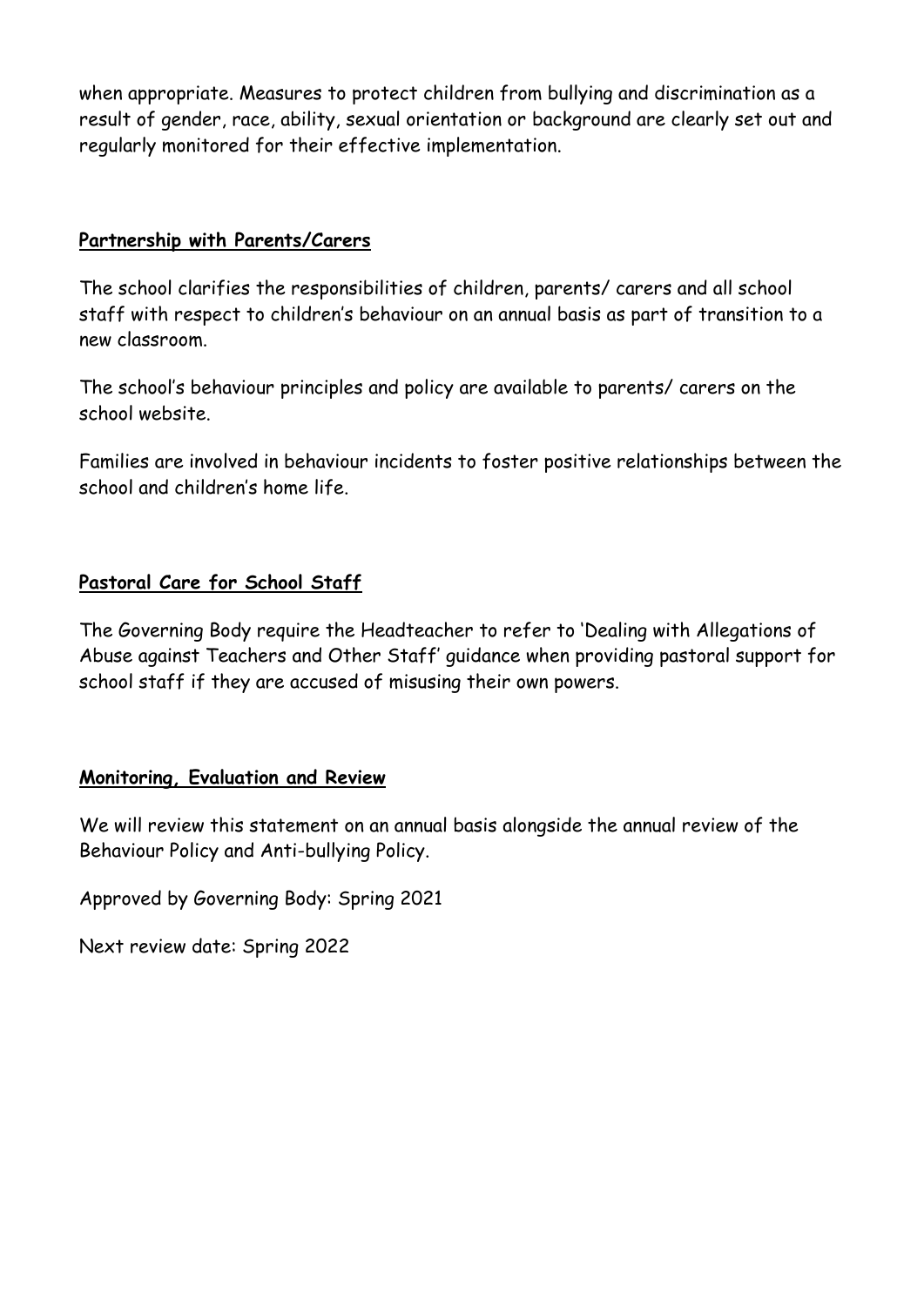when appropriate. Measures to protect children from bullying and discrimination as a result of gender, race, ability, sexual orientation or background are clearly set out and regularly monitored for their effective implementation.

## **Partnership with Parents/Carers**

The school clarifies the responsibilities of children, parents/ carers and all school staff with respect to children's behaviour on an annual basis as part of transition to a new classroom.

The school's behaviour principles and policy are available to parents/ carers on the school website.

Families are involved in behaviour incidents to foster positive relationships between the school and children's home life.

## **Pastoral Care for School Staff**

The Governing Body require the Headteacher to refer to 'Dealing with Allegations of Abuse against Teachers and Other Staff' guidance when providing pastoral support for school staff if they are accused of misusing their own powers.

## **Monitoring, Evaluation and Review**

We will review this statement on an annual basis alongside the annual review of the Behaviour Policy and Anti-bullying Policy.

Approved by Governing Body: Spring 2021

Next review date: Spring 2022